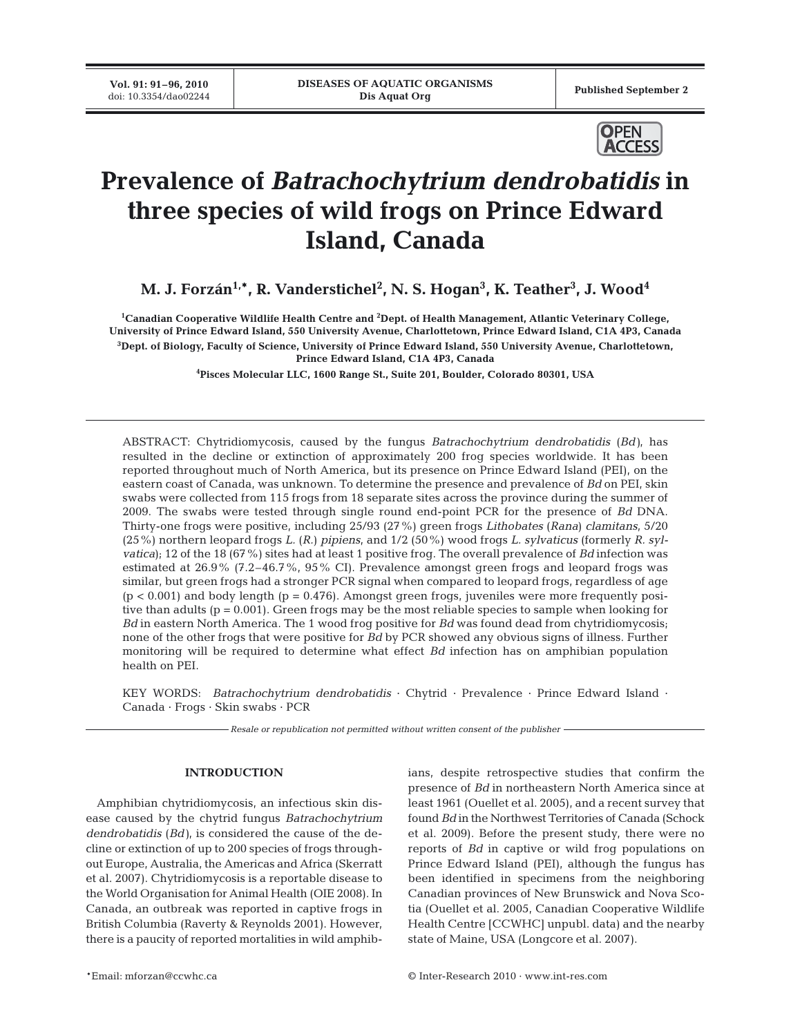# Prevalence of *Batrachochytrium dendrobatidis* in three species of wild frogs on Prince Edward Island, Canada

**M. J. Forzán[1,*], R. Vanderstichel[2], N. S. Hogan[3], K. Teather[3], J. Wood[4]**

[1]Canadian Cooperative Wildlife Health Centre and [2]Dept. of Health Management, Atlantic Veterinary College, University of Prince Edward Island, 550 University Avenue, Charlottetown, Prince Edward Island, C1A 4P3, Canada

[3]Dept. of Biology, Faculty of Science, University of Prince Edward Island, 550 University Avenue, Charlottetown, Prince Edward Island, C1A 4P3, Canada

[4]Pisces Molecular LLC, 1600 Range St., Suite 201, Boulder, Colorado 80301, USA

ABSTRACT: Chytridiomycosis, caused by the fungus *Batrachochytrium dendrobatidis* (*Bd*), has resulted in the decline or extinction of approximately 200 frog species worldwide. It has been reported throughout much of North America, but its presence on Prince Edward Island (PEI), on the eastern coast of Canada, was unknown. To determine the presence and prevalence of *Bd* on PEI, skin swabs were collected from 115 frogs from 18 separate sites across the province during the summer of 2009. The swabs were tested through single round end-point PCR for the presence of *Bd* DNA. Thirty-one frogs were positive, including 25/93 (27%) green frogs *Lithobates* (*Rana*) *clamitans*, 5/20 (25%) northern leopard frogs *L.* (*R.*) *pipiens*, and 1/2 (50%) wood frogs *L. sylvaticus* (formerly *R. sylvatica*); 12 of the 18 (67%) sites had at least 1 positive frog. The overall prevalence of *Bd* infection was estimated at 26.9% (7.2–46.7%, 95% CI). Prevalence amongst green frogs and leopard frogs was similar, but green frogs had a stronger PCR signal when compared to leopard frogs, regardless of age ($p < 0.001$) and body length ($p = 0.476$). Amongst green frogs, juveniles were more frequently positive than adults ($p = 0.001$). Green frogs may be the most reliable species to sample when looking for *Bd* in eastern North America. The 1 wood frog positive for *Bd* was found dead from chytridiomycosis; none of the other frogs that were positive for *Bd* by PCR showed any obvious signs of illness. Further monitoring will be required to determine what effect *Bd* infection has on amphibian population health on PEI.

KEY WORDS: *Batrachochytrium dendrobatidis* · Chytrid · Prevalence · Prince Edward Island · Canada · Frogs · Skin swabs · PCR

*Resale or republication not permitted without written consent of the publisher*

## INTRODUCTION

Amphibian chytridiomycosis, an infectious skin disease caused by the chytrid fungus *Batrachochytrium dendrobatidis* (*Bd*), is considered the cause of the decline or extinction of up to 200 species of frogs throughout Europe, Australia, the Americas and Africa (Skerratt et al. 2007). Chytridiomycosis is a reportable disease to the World Organisation for Animal Health (OIE 2008). In Canada, an outbreak was reported in captive frogs in British Columbia (Raverty & Reynolds 2001). However, there is a paucity of reported mortalities in wild amphibians, despite retrospective studies that confirm the presence of *Bd* in northeastern North America since at least 1961 (Ouellet et al. 2005), and a recent survey that found *Bd* in the Northwest Territories of Canada (Schock et al. 2009). Before the present study, there were no reports of *Bd* in captive or wild frog populations on Prince Edward Island (PEI), although the fungus has been identified in specimens from the neighboring Canadian provinces of New Brunswick and Nova Scotia (Ouellet et al. 2005, Canadian Cooperative Wildlife Health Centre [CCWHC] unpubl. data) and the nearby state of Maine, USA (Longcore et al. 2007).

*Email: mforzan@ccwhc.ca

© Inter-Research 2010 · www.int-res.com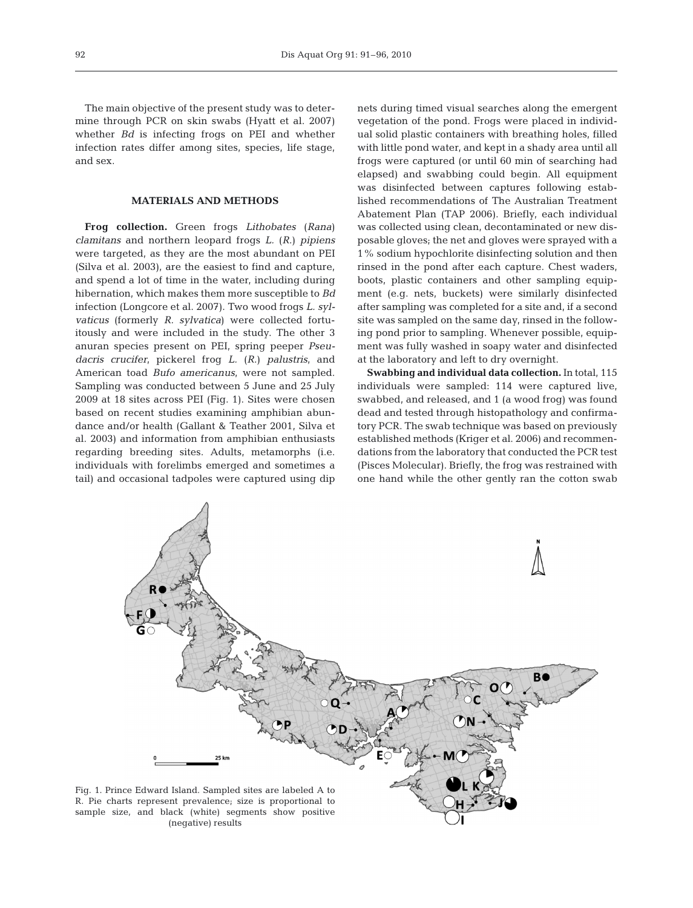The main objective of the present study was to determine through PCR on skin swabs (Hyatt et al. 2007) whether *Bd* is infecting frogs on PEI and whether infection rates differ among sites, species, life stage, and sex.

## MATERIALS AND METHODS

**Frog collection.** Green frogs *Lithobates* (*Rana*) *clamitans* and northern leopard frogs *L.* (*R.*) *pipiens* were targeted, as they are the most abundant on PEI (Silva et al. 2003), are the easiest to find and capture, and spend a lot of time in the water, including during hibernation, which makes them more susceptible to *Bd* infection (Longcore et al. 2007). Two wood frogs *L. sylvaticus* (formerly *R. sylvatica*) were collected fortuitously and were included in the study. The other 3 anuran species present on PEI, spring peeper *Pseudacris crucifer*, pickerel frog *L.* (*R.*) *palustris*, and American toad *Bufo americanus*, were not sampled. Sampling was conducted between 5 June and 25 July 2009 at 18 sites across PEI (Fig. 1). Sites were chosen based on recent studies examining amphibian abundance and/or health (Gallant & Teather 2001, Silva et al. 2003) and information from amphibian enthusiasts regarding breeding sites. Adults, metamorphs (i.e. individuals with forelimbs emerged and sometimes a tail) and occasional tadpoles were captured using dip nets during timed visual searches along the emergent vegetation of the pond. Frogs were placed in individual solid plastic containers with breathing holes, filled with little pond water, and kept in a shady area until all frogs were captured (or until 60 min of searching had elapsed) and swabbing could begin. All equipment was disinfected between captures following established recommendations of The Australian Treatment Abatement Plan (TAP 2006). Briefly, each individual was collected using clean, decontaminated or new disposable gloves; the net and gloves were sprayed with a 1% sodium hypochlorite disinfecting solution and then rinsed in the pond after each capture. Chest waders, boots, plastic containers and other sampling equipment (e.g. nets, buckets) were similarly disinfected after sampling was completed for a site and, if a second site was sampled on the same day, rinsed in the following pond prior to sampling. Whenever possible, equipment was fully washed in soapy water and disinfected at the laboratory and left to dry overnight.

**Swabbing and individual data collection.** In total, 115 individuals were sampled: 114 were captured live, swabbed, and released, and 1 (a wood frog) was found dead and tested through histopathology and confirmatory PCR. The swab technique was based on previously established methods (Kriger et al. 2006) and recommendations from the laboratory that conducted the PCR test (Pisces Molecular). Briefly, the frog was restrained with one hand while the other gently ran the cotton swab

Fig. 1. Prince Edward Island. Sampled sites are labeled A to R. Pie charts represent prevalence; size is proportional to sample size, and black (white) segments show positive (negative) results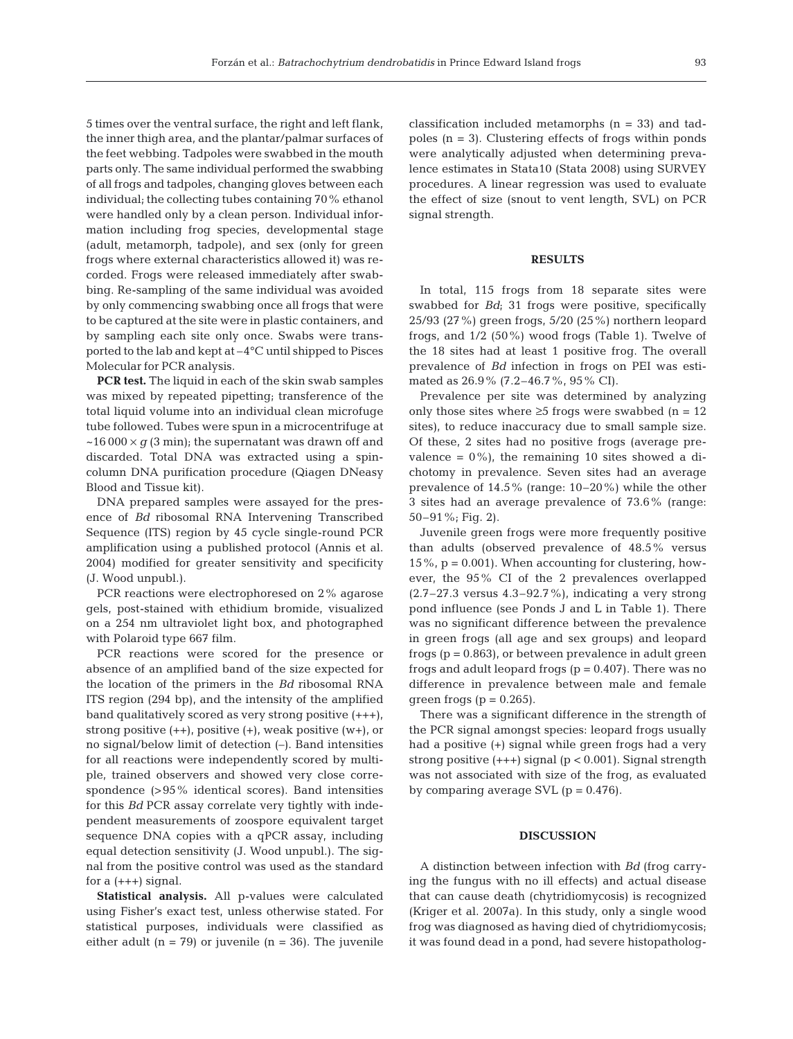5 times over the ventral surface, the right and left flank, the inner thigh area, and the plantar/palmar surfaces of the feet webbing. Tadpoles were swabbed in the mouth parts only. The same individual performed the swabbing of all frogs and tadpoles, changing gloves between each individual; the collecting tubes containing 70% ethanol were handled only by a clean person. Individual information including frog species, developmental stage (adult, metamorph, tadpole), and sex (only for green frogs where external characteristics allowed it) was recorded. Frogs were released immediately after swabbing. Re-sampling of the same individual was avoided by only commencing swabbing once all frogs that were to be captured at the site were in plastic containers, and by sampling each site only once. Swabs were transported to the lab and kept at –4°C until shipped to Pisces Molecular for PCR analysis.

**PCR test.** The liquid in each of the skin swab samples was mixed by repeated pipetting; transference of the total liquid volume into an individual clean microfuge tube followed. Tubes were spun in a microcentrifuge at ~16 000 × *g* (3 min); the supernatant was drawn off and discarded. Total DNA was extracted using a spin-column DNA purification procedure (Qiagen DNeasy Blood and Tissue kit).

DNA prepared samples were assayed for the presence of *Bd* ribosomal RNA Intervening Transcribed Sequence (ITS) region by 45 cycle single-round PCR amplification using a published protocol (Annis et al. 2004) modified for greater sensitivity and specificity (J. Wood unpubl.).

PCR reactions were electrophoresed on 2% agarose gels, post-stained with ethidium bromide, visualized on a 254 nm ultraviolet light box, and photographed with Polaroid type 667 film.

PCR reactions were scored for the presence or absence of an amplified band of the size expected for the location of the primers in the *Bd* ribosomal RNA ITS region (294 bp), and the intensity of the amplified band qualitatively scored as very strong positive (+++), strong positive (++), positive (+), weak positive (w+), or no signal/below limit of detection (–). Band intensities for all reactions were independently scored by multiple, trained observers and showed very close correspondence (>95% identical scores). Band intensities for this *Bd* PCR assay correlate very tightly with independent measurements of zoospore equivalent target sequence DNA copies with a qPCR assay, including equal detection sensitivity (J. Wood unpubl.). The signal from the positive control was used as the standard for a (+++) signal.

**Statistical analysis.** All p-values were calculated using Fisher's exact test, unless otherwise stated. For statistical purposes, individuals were classified as either adult ($n = 79$) or juvenile ($n = 36$). The juvenile classification included metamorphs ($n = 33$) and tadpoles ($n = 3$). Clustering effects of frogs within ponds were analytically adjusted when determining prevalence estimates in Stata10 (Stata 2008) using SURVEY procedures. A linear regression was used to evaluate the effect of size (snout to vent length, SVL) on PCR signal strength.

## RESULTS

In total, 115 frogs from 18 separate sites were swabbed for *Bd*; 31 frogs were positive, specifically 25/93 (27%) green frogs, 5/20 (25%) northern leopard frogs, and 1/2 (50%) wood frogs (Table 1). Twelve of the 18 sites had at least 1 positive frog. The overall prevalence of *Bd* infection in frogs on PEI was estimated as 26.9% (7.2–46.7%, 95% CI).

Prevalence per site was determined by analyzing only those sites where ≥5 frogs were swabbed ($n = 12$ sites), to reduce inaccuracy due to small sample size. Of these, 2 sites had no positive frogs (average prevalence = 0%), the remaining 10 sites showed a dichotomy in prevalence. Seven sites had an average prevalence of 14.5% (range: 10–20%) while the other 3 sites had an average prevalence of 73.6% (range: 50–91%; Fig. 2).

Juvenile green frogs were more frequently positive than adults (observed prevalence of 48.5% versus 15%, $p = 0.001$). When accounting for clustering, however, the 95% CI of the 2 prevalences overlapped (2.7–27.3 versus 4.3–92.7%), indicating a very strong pond influence (see Ponds J and L in Table 1). There was no significant difference between the prevalence in green frogs (all age and sex groups) and leopard frogs ($p = 0.863$), or between prevalence in adult green frogs and adult leopard frogs ($p = 0.407$). There was no difference in prevalence between male and female green frogs ($p = 0.265$).

There was a significant difference in the strength of the PCR signal amongst species: leopard frogs usually had a positive (+) signal while green frogs had a very strong positive (+++) signal ($p < 0.001$). Signal strength was not associated with size of the frog, as evaluated by comparing average SVL ($p = 0.476$).

## DISCUSSION

A distinction between infection with *Bd* (frog carrying the fungus with no ill effects) and actual disease that can cause death (chytridiomycosis) is recognized (Kriger et al. 2007a). In this study, only a single wood frog was diagnosed as having died of chytridiomycosis; it was found dead in a pond, had severe histopatholog-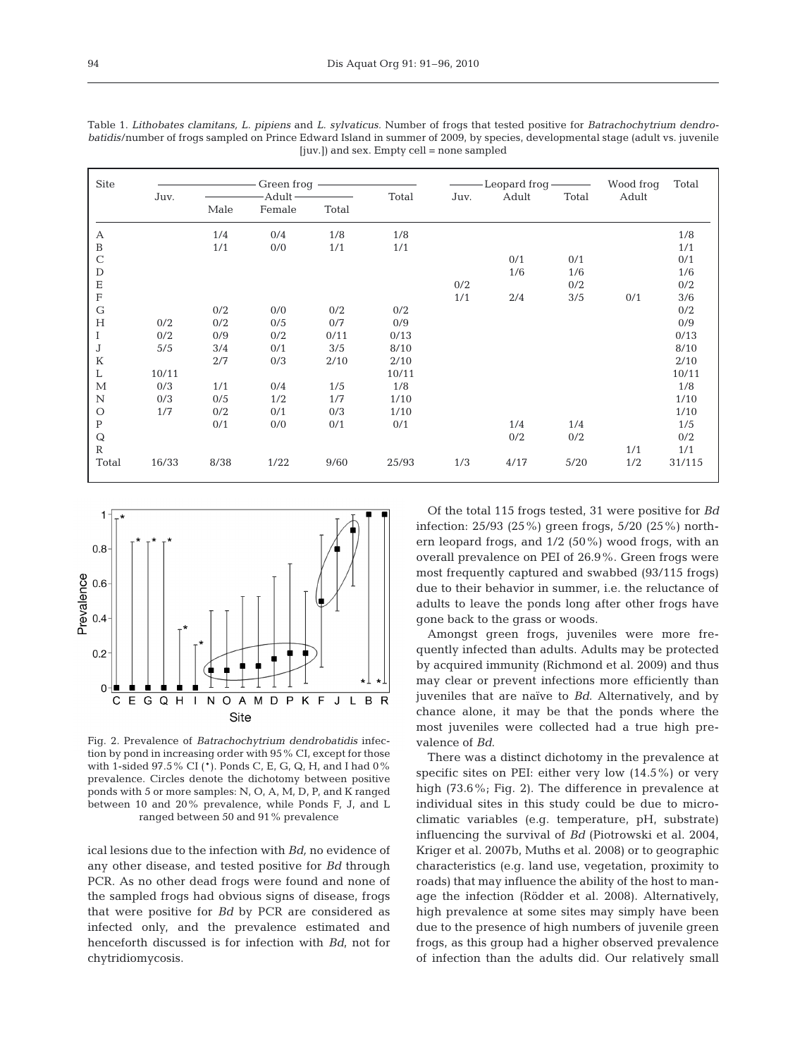Table 1. *Lithobates clamitans, L. pipiens* and *L. sylvaticus.* Number of frogs that tested positive for *Batrachochytrium dendrobatidis*/number of frogs sampled on Prince Edward Island in summer of 2009, by species, developmental stage (adult vs. juvenile [juv.]) and sex. Empty cell = none sampled

| Site | Green frog | | | | | Leopard frog | | | Wood frog | Total |
|---|---|---|---|---|---|---|---|---|---|---|
| | Juv. | Adult | | | Total | Juv. | Adult | Total | Adult | |
| | | Male | Female | Total | | | | | | |
| A | | 1/4 | 0/4 | 1/8 | 1/8 | | | | | 1/8 |
| B | | 1/1 | 0/0 | 1/1 | 1/1 | | | | | 1/1 |
| C | | | | | | | 0/1 | 0/1 | | 0/1 |
| D | | | | | | | 1/6 | 1/6 | | 1/6 |
| E | | | | | | 0/2 | | 0/2 | | 0/2 |
| F | | | | | | 1/1 | 2/4 | 3/5 | 0/1 | 3/6 |
| G | | 0/2 | 0/0 | 0/2 | 0/2 | | | | | 0/2 |
| H | 0/2 | 0/2 | 0/5 | 0/7 | 0/9 | | | | | 0/9 |
| I | 0/2 | 0/9 | 0/2 | 0/11 | 0/13 | | | | | 0/13 |
| J | 5/5 | 3/4 | 0/1 | 3/5 | 8/10 | | | | | 8/10 |
| K | | 2/7 | 0/3 | 2/10 | 2/10 | | | | | 2/10 |
| L | 10/11 | | | | 10/11 | | | | | 10/11 |
| M | 0/3 | 1/1 | 0/4 | 1/5 | 1/8 | | | | | 1/8 |
| N | 0/3 | 0/5 | 1/2 | 1/7 | 1/10 | | | | | 1/10 |
| O | 1/7 | 0/2 | 0/1 | 0/3 | 1/10 | | | | | 1/10 |
| P | | 0/1 | 0/0 | 0/1 | 0/1 | | 1/4 | 1/4 | | 1/5 |
| Q | | | | | | | 0/2 | 0/2 | | 0/2 |
| R | | | | | | | | | 1/1 | 1/1 |
| Total | 16/33 | 8/38 | 1/22 | 9/60 | 25/93 | 1/3 | 4/17 | 5/20 | 1/2 | 31/115 |

Fig. 2. Prevalence of *Batrachochytrium dendrobatidis* infection by pond in increasing order with 95% CI, except for those with 1-sided 97.5% CI (*). Ponds C, E, G, Q, H, and I had 0% prevalence. Circles denote the dichotomy between positive ponds with 5 or more samples: N, O, A, M, D, P, and K ranged between 10 and 20% prevalence, while Ponds F, J, and L ranged between 50 and 91% prevalence

ical lesions due to the infection with *Bd,* no evidence of any other disease, and tested positive for *Bd* through PCR. As no other dead frogs were found and none of the sampled frogs had obvious signs of disease, frogs that were positive for *Bd* by PCR are considered as infected only, and the prevalence estimated and henceforth discussed is for infection with *Bd,* not for chytridiomycosis.

Of the total 115 frogs tested, 31 were positive for *Bd* infection: 25/93 (25%) green frogs, 5/20 (25%) northern leopard frogs, and 1/2 (50%) wood frogs, with an overall prevalence on PEI of 26.9%. Green frogs were most frequently captured and swabbed (93/115 frogs) due to their behavior in summer, i.e. the reluctance of adults to leave the ponds long after other frogs have gone back to the grass or woods.

Amongst green frogs, juveniles were more frequently infected than adults. Adults may be protected by acquired immunity (Richmond et al. 2009) and thus may clear or prevent infections more efficiently than juveniles that are naïve to *Bd.* Alternatively, and by chance alone, it may be that the ponds where the most juveniles were collected had a true high prevalence of *Bd.*

There was a distinct dichotomy in the prevalence at specific sites on PEI: either very low (14.5%) or very high (73.6%; Fig. 2). The difference in prevalence at individual sites in this study could be due to microclimatic variables (e.g. temperature, pH, substrate) influencing the survival of *Bd* (Piotrowski et al. 2004, Kriger et al. 2007b, Muths et al. 2008) or to geographic characteristics (e.g. land use, vegetation, proximity to roads) that may influence the ability of the host to manage the infection (Rödder et al. 2008). Alternatively, high prevalence at some sites may simply have been due to the presence of high numbers of juvenile green frogs, as this group had a higher observed prevalence of infection than the adults did. Our relatively small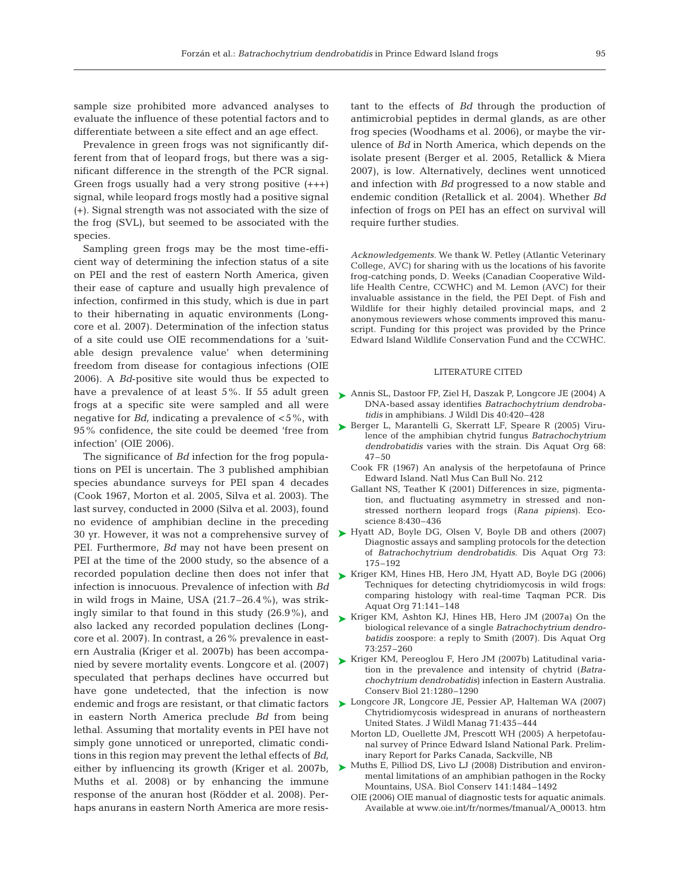sample size prohibited more advanced analyses to evaluate the influence of these potential factors and to differentiate between a site effect and an age effect.

Prevalence in green frogs was not significantly different from that of leopard frogs, but there was a significant difference in the strength of the PCR signal. Green frogs usually had a very strong positive (+++) signal, while leopard frogs mostly had a positive signal (+). Signal strength was not associated with the size of the frog (SVL), but seemed to be associated with the species.

Sampling green frogs may be the most time-efficient way of determining the infection status of a site on PEI and the rest of eastern North America, given their ease of capture and usually high prevalence of infection, confirmed in this study, which is due in part to their hibernating in aquatic environments (Longcore et al. 2007). Determination of the infection status of a site could use OIE recommendations for a 'suitable design prevalence value' when determining freedom from disease for contagious infections (OIE 2006). A *Bd*-positive site would thus be expected to have a prevalence of at least 5%. If 55 adult green frogs at a specific site were sampled and all were negative for *Bd,* indicating a prevalence of <5%, with 95% confidence, the site could be deemed 'free from infection' (OIE 2006).

The significance of *Bd* infection for the frog populations on PEI is uncertain. The 3 published amphibian species abundance surveys for PEI span 4 decades (Cook 1967, Morton et al. 2005, Silva et al. 2003). The last survey, conducted in 2000 (Silva et al. 2003), found no evidence of amphibian decline in the preceding 30 yr. However, it was not a comprehensive survey of PEI. Furthermore, *Bd* may not have been present on PEI at the time of the 2000 study, so the absence of a recorded population decline then does not infer that infection is innocuous. Prevalence of infection with *Bd* in wild frogs in Maine, USA (21.7–26.4%), was strikingly similar to that found in this study (26.9%), and also lacked any recorded population declines (Longcore et al. 2007). In contrast, a 26% prevalence in eastern Australia (Kriger et al. 2007b) has been accompanied by severe mortality events. Longcore et al. (2007) speculated that perhaps declines have occurred but have gone undetected, that the infection is now endemic and frogs are resistant, or that climatic factors in eastern North America preclude *Bd* from being lethal. Assuming that mortality events in PEI have not simply gone unnoticed or unreported, climatic conditions in this region may prevent the lethal effects of *Bd*, either by influencing its growth (Kriger et al. 2007b, Muths et al. 2008) or by enhancing the immune response of the anuran host (Rödder et al. 2008). Perhaps anurans in eastern North America are more resistant to the effects of *Bd* through the production of antimicrobial peptides in dermal glands, as are other frog species (Woodhams et al. 2006), or maybe the virulence of *Bd* in North America, which depends on the isolate present (Berger et al. 2005, Retallick & Miera 2007), is low. Alternatively, declines went unnoticed and infection with *Bd* progressed to a now stable and endemic condition (Retallick et al. 2004). Whether *Bd* infection of frogs on PEI has an effect on survival will require further studies.

*Acknowledgements.* We thank W. Petley (Atlantic Veterinary College, AVC) for sharing with us the locations of his favorite frog-catching ponds, D. Weeks (Canadian Cooperative Wildlife Health Centre, CCWHC) and M. Lemon (AVC) for their invaluable assistance in the field, the PEI Dept. of Fish and Wildlife for their highly detailed provincial maps, and 2 anonymous reviewers whose comments improved this manuscript. Funding for this project was provided by the Prince Edward Island Wildlife Conservation Fund and the CCWHC.

## LITERATURE CITED

- Annis SL, Dastoor FP, Ziel H, Daszak P, Longcore JE (2004) A DNA-based assay identifies *Batrachochytrium dendrobatidis* in amphibians. J Wildl Dis 40:420–428
- Berger L, Marantelli G, Skerratt LF, Speare R (2005) Virulence of the amphibian chytrid fungus *Batrachochytrium dendrobatidis* varies with the strain. Dis Aquat Org 68: 47–50
- Cook FR (1967) An analysis of the herpetofauna of Prince Edward Island. Natl Mus Can Bull No. 212
- Gallant NS, Teather K (2001) Differences in size, pigmentation, and fluctuating asymmetry in stressed and nonstressed northern leopard frogs (*Rana pipiens*). Ecoscience 8:430–436
- Hyatt AD, Boyle DG, Olsen V, Boyle DB and others (2007) Diagnostic assays and sampling protocols for the detection of *Batrachochytrium dendrobatidis*. Dis Aquat Org 73: 175–192
- Kriger KM, Hines HB, Hero JM, Hyatt AD, Boyle DG (2006) Techniques for detecting chytridiomycosis in wild frogs: comparing histology with real-time Taqman PCR. Dis Aquat Org 71:141–148
- Kriger KM, Ashton KJ, Hines HB, Hero JM (2007a) On the biological relevance of a single *Batrachochytrium dendrobatidis* zoospore: a reply to Smith (2007). Dis Aquat Org 73:257–260
- Kriger KM, Pereoglou F, Hero JM (2007b) Latitudinal variation in the prevalence and intensity of chytrid (*Batrachochytrium dendrobatidis*) infection in Eastern Australia. Conserv Biol 21:1280–1290
- Longcore JR, Longcore JE, Pessier AP, Halteman WA (2007) Chytridiomycosis widespread in anurans of northeastern United States. J Wildl Manag 71:435–444
- Morton LD, Ouellette JM, Prescott WH (2005) A herpetofaunal survey of Prince Edward Island National Park. Preliminary Report for Parks Canada, Sackville, NB
- Muths E, Pilliod DS, Livo LJ (2008) Distribution and environmental limitations of an amphibian pathogen in the Rocky Mountains, USA. Biol Conserv 141:1484–1492
- OIE (2006) OIE manual of diagnostic tests for aquatic animals. Available at www.oie.int/fr/normes/fmanual/A_00013. htm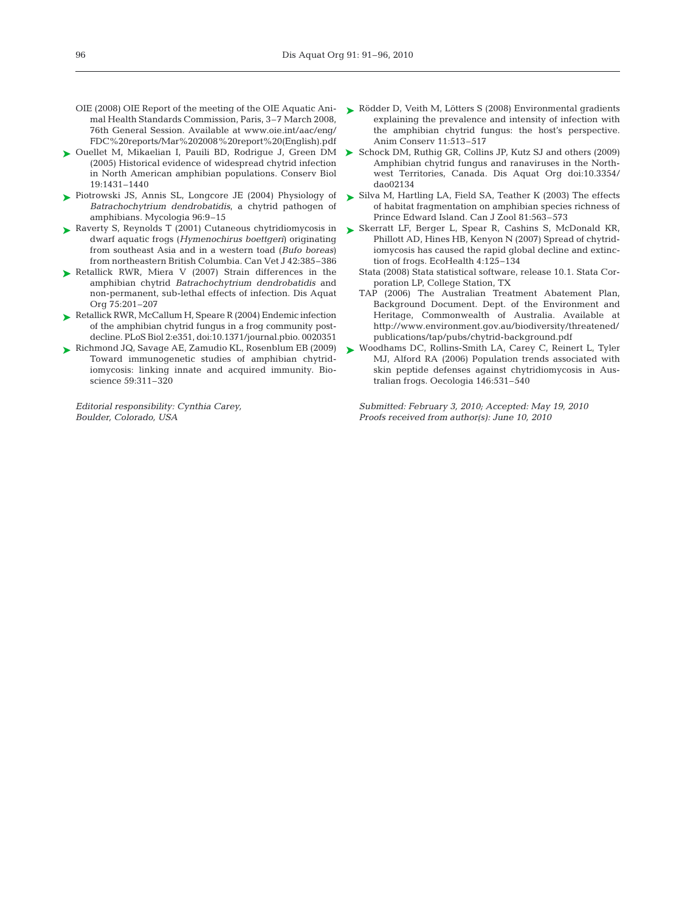- OIE (2008) OIE Report of the meeting of the OIE Aquatic Animal Health Standards Commission, Paris, 3–7 March 2008, 76th General Session. Available at www.oie.int/aac/eng/FDC%20reports/Mar%202008%20report%20(English).pdf
- Ouellet M, Mikaelian I, Pauili BD, Rodrigue J, Green DM (2005) Historical evidence of widespread chytrid infection in North American amphibian populations. Conserv Biol 19:1431–1440
- Piotrowski JS, Annis SL, Longcore JE (2004) Physiology of *Batrachochytrium dendrobatidis*, a chytrid pathogen of amphibians. Mycologia 96:9–15
- Raverty S, Reynolds T (2001) Cutaneous chytridiomycosis in dwarf aquatic frogs (*Hymenochirus boettgeri*) originating from southeast Asia and in a western toad (*Bufo boreas*) from northeastern British Columbia. Can Vet J 42:385–386
- Retallick RWR, Miera V (2007) Strain differences in the amphibian chytrid *Batrachochytrium dendrobatidis* and non-permanent, sub-lethal effects of infection. Dis Aquat Org 75:201–207
- Retallick RWR, McCallum H, Speare R (2004) Endemic infection of the amphibian chytrid fungus in a frog community post-decline. PLoS Biol 2:e351, doi:10.1371/journal.pbio. 0020351
- Richmond JQ, Savage AE, Zamudio KL, Rosenblum EB (2009) Toward immunogenetic studies of amphibian chytridiomycosis: linking innate and acquired immunity. Bioscience 59:311–320
- Rödder D, Veith M, Lötters S (2008) Environmental gradients explaining the prevalence and intensity of infection with the amphibian chytrid fungus: the host's perspective. Anim Conserv 11:513–517
- Schock DM, Ruthig GR, Collins JP, Kutz SJ and others (2009) Amphibian chytrid fungus and ranaviruses in the Northwest Territories, Canada. Dis Aquat Org doi:10.3354/dao02134
- Silva M, Hartling LA, Field SA, Teather K (2003) The effects of habitat fragmentation on amphibian species richness of Prince Edward Island. Can J Zool 81:563–573
- Skerratt LF, Berger L, Spear R, Cashins S, McDonald KR, Phillott AD, Hines HB, Kenyon N (2007) Spread of chytridiomycosis has caused the rapid global decline and extinction of frogs. EcoHealth 4:125–134
- Stata (2008) Stata statistical software, release 10.1. Stata Corporation LP, College Station, TX
- TAP (2006) The Australian Treatment Abatement Plan, Background Document. Dept. of the Environment and Heritage, Commonwealth of Australia. Available at http://www.environment.gov.au/biodiversity/threatened/publications/tap/pubs/chytrid-background.pdf
- Woodhams DC, Rollins-Smith LA, Carey C, Reinert L, Tyler MJ, Alford RA (2006) Population trends associated with skin peptide defenses against chytridiomycosis in Australian frogs. Oecologia 146:531–540

*Editorial responsibility: Cynthia Carey, Boulder, Colorado, USA*

*Submitted: February 3, 2010; Accepted: May 19, 2010*
*Proofs received from author(s): June 10, 2010*